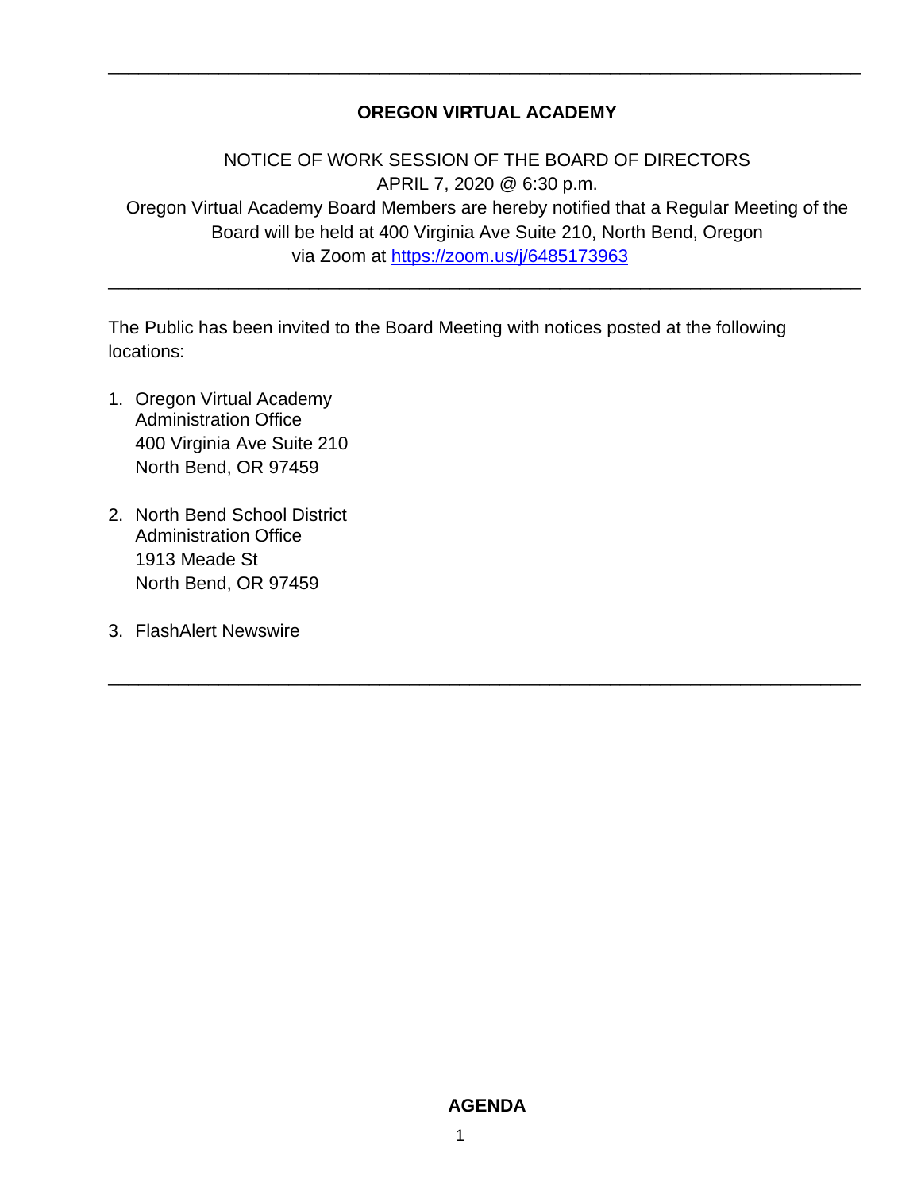---

# OREGON VIRTUAL ACADEMY

NOTICE OF WORK SESSION OF THE BOARD OF DIRECTORS
APRIL 7, 2020 @ 6:30 p.m.
Oregon Virtual Academy Board Members are hereby notified that a Regular Meeting of the Board will be held at 400 Virginia Ave Suite 210, North Bend, Oregon via Zoom at https://zoom.us/j/6485173963

---

The Public has been invited to the Board Meeting with notices posted at the following locations:

1. Oregon Virtual Academy
   Administration Office
   400 Virginia Ave Suite 210
   North Bend, OR 97459

2. North Bend School District
   Administration Office
   1913 Meade St
   North Bend, OR 97459

3. FlashAlert Newswire

---

## AGENDA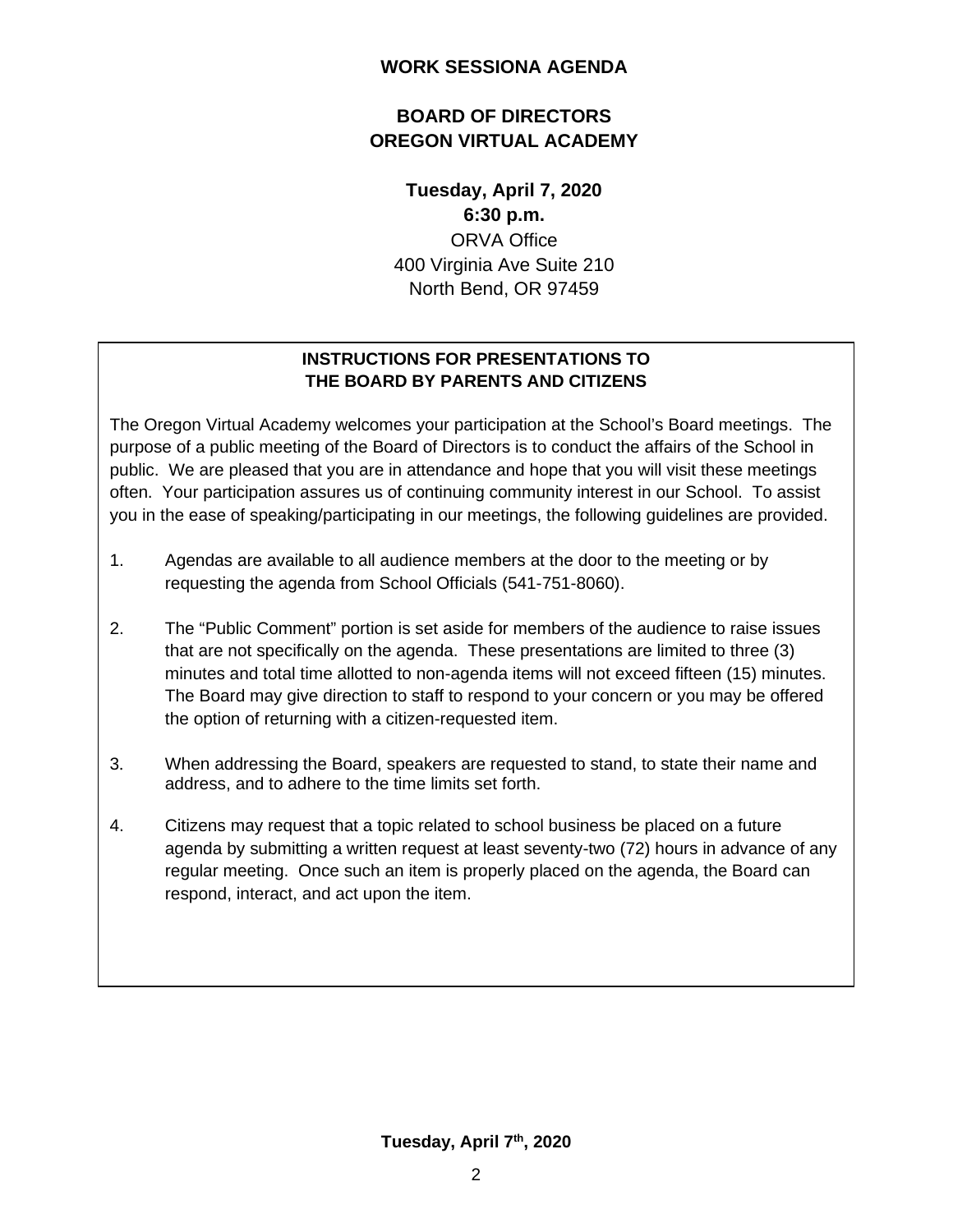**WORK SESSIONA AGENDA**

**BOARD OF DIRECTORS**
**OREGON VIRTUAL ACADEMY**

**Tuesday, April 7, 2020**
**6:30 p.m.**
ORVA Office
400 Virginia Ave Suite 210
North Bend, OR 97459

**INSTRUCTIONS FOR PRESENTATIONS TO THE BOARD BY PARENTS AND CITIZENS**

The Oregon Virtual Academy welcomes your participation at the School's Board meetings. The purpose of a public meeting of the Board of Directors is to conduct the affairs of the School in public. We are pleased that you are in attendance and hope that you will visit these meetings often. Your participation assures us of continuing community interest in our School. To assist you in the ease of speaking/participating in our meetings, the following guidelines are provided.

1. Agendas are available to all audience members at the door to the meeting or by requesting the agenda from School Officials (541-751-8060).

2. The "Public Comment" portion is set aside for members of the audience to raise issues that are not specifically on the agenda. These presentations are limited to three (3) minutes and total time allotted to non-agenda items will not exceed fifteen (15) minutes. The Board may give direction to staff to respond to your concern or you may be offered the option of returning with a citizen-requested item.

3. When addressing the Board, speakers are requested to stand, to state their name and address, and to adhere to the time limits set forth.

4. Citizens may request that a topic related to school business be placed on a future agenda by submitting a written request at least seventy-two (72) hours in advance of any regular meeting. Once such an item is properly placed on the agenda, the Board can respond, interact, and act upon the item.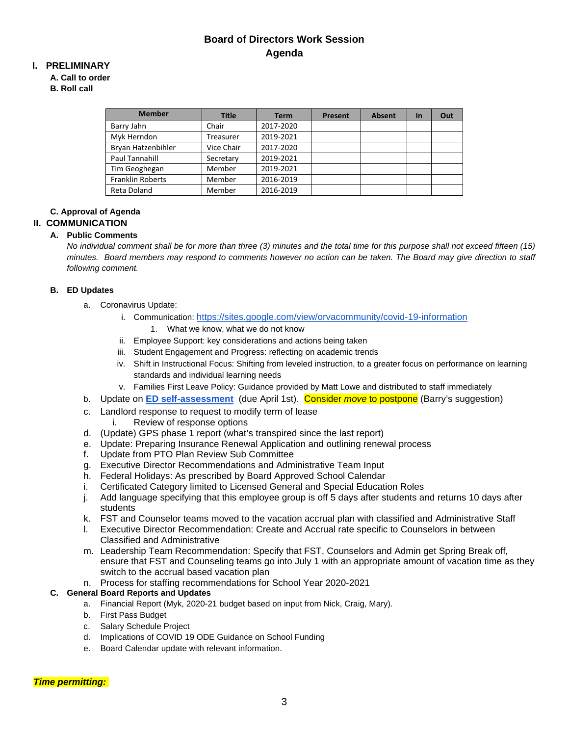# Board of Directors Work Session
## Agenda

## I. PRELIMINARY

**A. Call to order**

**B. Roll call**

| Member | Title | Term | Present | Absent | In | Out |
|---|---|---|---|---|---|---|
| Barry Jahn | Chair | 2017-2020 | | | | |
| Myk Herndon | Treasurer | 2019-2021 | | | | |
| Bryan Hatzenbihler | Vice Chair | 2017-2020 | | | | |
| Paul Tannahill | Secretary | 2019-2021 | | | | |
| Tim Geoghegan | Member | 2019-2021 | | | | |
| Franklin Roberts | Member | 2016-2019 | | | | |
| Reta Doland | Member | 2016-2019 | | | | |

**C. Approval of Agenda**

## II. COMMUNICATION

**A. Public Comments**

*No individual comment shall be for more than three (3) minutes and the total time for this purpose shall not exceed fifteen (15) minutes. Board members may respond to comments however no action can be taken. The Board may give direction to staff following comment.*

**B. ED Updates**

a. Coronavirus Update:
   - i. Communication: https://sites.google.com/view/orvacommunity/covid-19-information
     1. What we know, what we do not know
   - ii. Employee Support: key considerations and actions being taken
   - iii. Student Engagement and Progress: reflecting on academic trends
   - iv. Shift in Instructional Focus: Shifting from leveled instruction, to a greater focus on performance on learning standards and individual learning needs
   - v. Families First Leave Policy: Guidance provided by Matt Lowe and distributed to staff immediately

b. Update on **ED self-assessment** (due April 1st). Consider *move* to postpone (Barry's suggestion)

c. Landlord response to request to modify term of lease
   - i. Review of response options

d. (Update) GPS phase 1 report (what's transpired since the last report)

e. Update: Preparing Insurance Renewal Application and outlining renewal process

f. Update from PTO Plan Review Sub Committee

g. Executive Director Recommendations and Administrative Team Input

h. Federal Holidays: As prescribed by Board Approved School Calendar

i. Certificated Category limited to Licensed General and Special Education Roles

j. Add language specifying that this employee group is off 5 days after students and returns 10 days after students

k. FST and Counselor teams moved to the vacation accrual plan with classified and Administrative Staff

l. Executive Director Recommendation: Create and Accrual rate specific to Counselors in between Classified and Administrative

m. Leadership Team Recommendation: Specify that FST, Counselors and Admin get Spring Break off, ensure that FST and Counseling teams go into July 1 with an appropriate amount of vacation time as they switch to the accrual based vacation plan

n. Process for staffing recommendations for School Year 2020-2021

**C. General Board Reports and Updates**

a. Financial Report (Myk, 2020-21 budget based on input from Nick, Craig, Mary).

b. First Pass Budget

c. Salary Schedule Project

d. Implications of COVID 19 ODE Guidance on School Funding

e. Board Calendar update with relevant information.

***Time permitting:***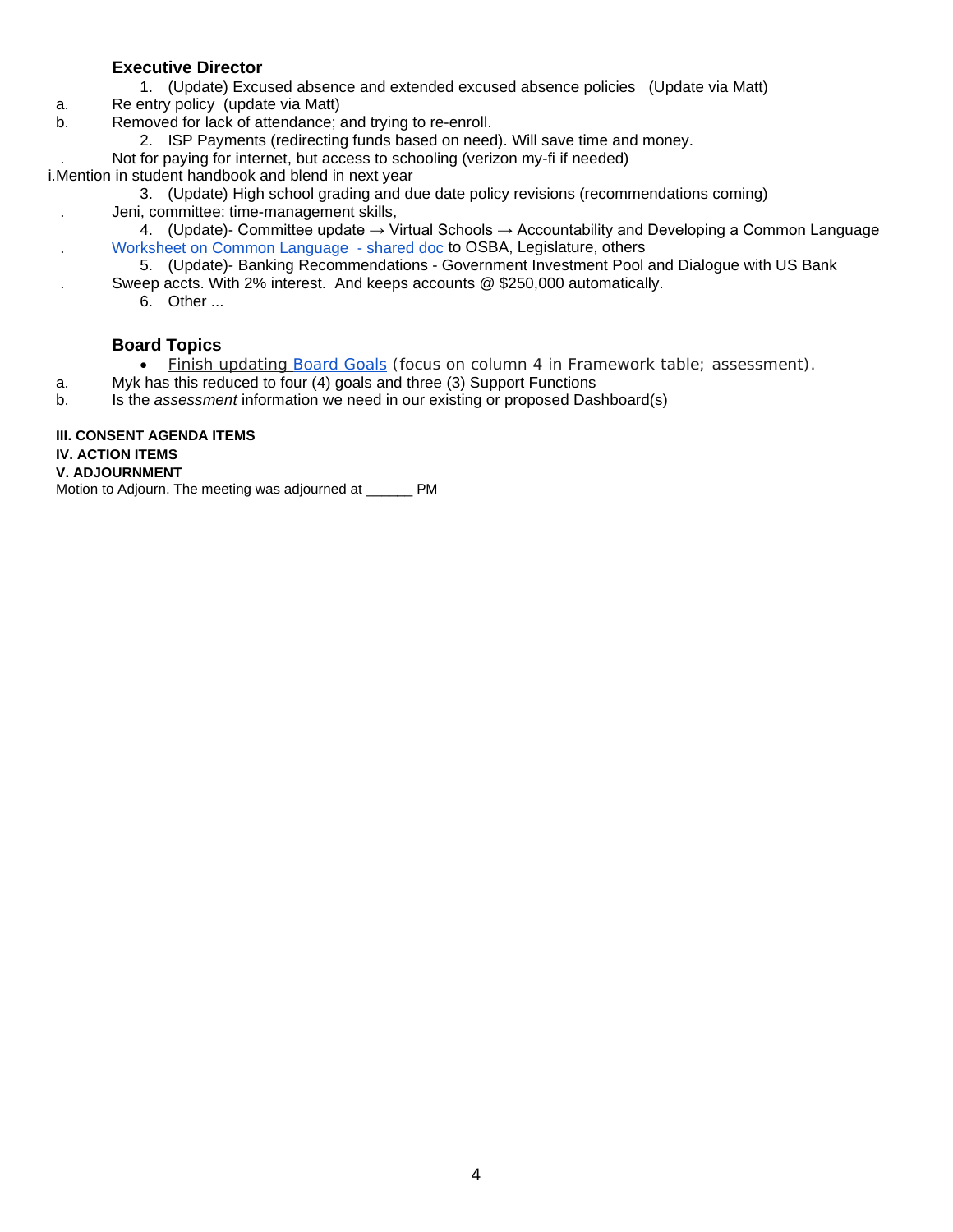### Executive Director

1. (Update) Excused absence and extended excused absence policies (Update via Matt)
   a. Re entry policy (update via Matt)
   b. Removed for lack of attendance; and trying to re-enroll.
2. ISP Payments (redirecting funds based on need). Will save time and money.
   - Not for paying for internet, but access to schooling (verizon my-fi if needed)
     i. Mention in student handbook and blend in next year
3. (Update) High school grading and due date policy revisions (recommendations coming)
   - Jeni, committee: time-management skills,
4. (Update)- Committee update → Virtual Schools → Accountability and Developing a Common Language
   - Worksheet on Common Language - shared doc to OSBA, Legislature, others
5. (Update)- Banking Recommendations - Government Investment Pool and Dialogue with US Bank
   - Sweep accts. With 2% interest. And keeps accounts @ $250,000 automatically.
6. Other ...

### Board Topics

- Finish updating Board Goals (focus on column 4 in Framework table; assessment).
  a. Myk has this reduced to four (4) goals and three (3) Support Functions
  b. Is the *assessment* information we need in our existing or proposed Dashboard(s)

**III. CONSENT AGENDA ITEMS**

**IV. ACTION ITEMS**

**V. ADJOURNMENT**

Motion to Adjourn. The meeting was adjourned at ______ PM